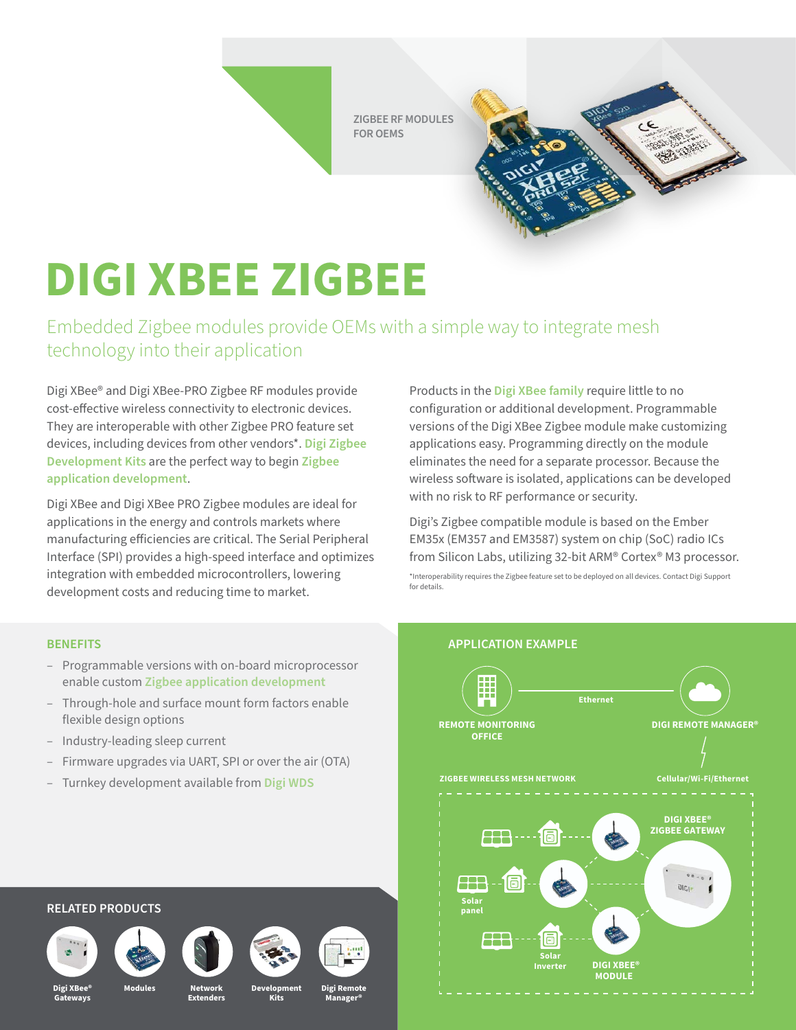ZIGBEE RF MODULES FOR OEMS

# DIGI XBEE ZIGBEE

## Embedded Zigbee modules provide OEMs with a simple way to integrate mesh technology into their application

Digi XBee® and Digi XBee-PRO Zigbee RF modules provide cost-effective wireless connectivity to electronic devices. They are interoperable with other Zigbee PRO feature set devices, including devices from other vendors*. Digi Zigbee Development Kits are the perfect way to begin Zigbee application development.

Digi XBee and Digi XBee PRO Zigbee modules are ideal for applications in the energy and controls markets where manufacturing efficiencies are critical. The Serial Peripheral Interface (SPI) provides a high-speed interface and optimizes integration with embedded microcontrollers, lowering development costs and reducing time to market.

Products in the Digi XBee family require little to no configuration or additional development. Programmable versions of the Digi XBee Zigbee module make customizing applications easy. Programming directly on the module eliminates the need for a separate processor. Because the wireless software is isolated, applications can be developed with no risk to RF performance or security.

Digi's Zigbee compatible module is based on the Ember EM35x (EM357 and EM3587) system on chip (SoC) radio ICs from Silicon Labs, utilizing 32-bit ARM® Cortex® M3 processor.

*Interoperability requires the Zigbee feature set to be deployed on all devices. Contact Digi Support for details.

### BENEFITS

- Programmable versions with on-board microprocessor enable custom Zigbee application development
- Through-hole and surface mount form factors enable flexible design options
- Industry-leading sleep current
- Firmware upgrades via UART, SPI or over the air (OTA)
- Turnkey development available from Digi WDS

### APPLICATION EXAMPLE

REMOTE MONITORING OFFICE — Ethernet — DIGI REMOTE MANAGER®

Cellular/Wi-Fi/Ethernet

ZIGBEE WIRELESS MESH NETWORK

DIGI XBEE® ZIGBEE GATEWAY

Solar panel

Solar Inverter

DIGI XBEE® MODULE

### RELATED PRODUCTS

Digi XBee® Gateways | Modules | Network Extenders | Development Kits | Digi Remote Manager®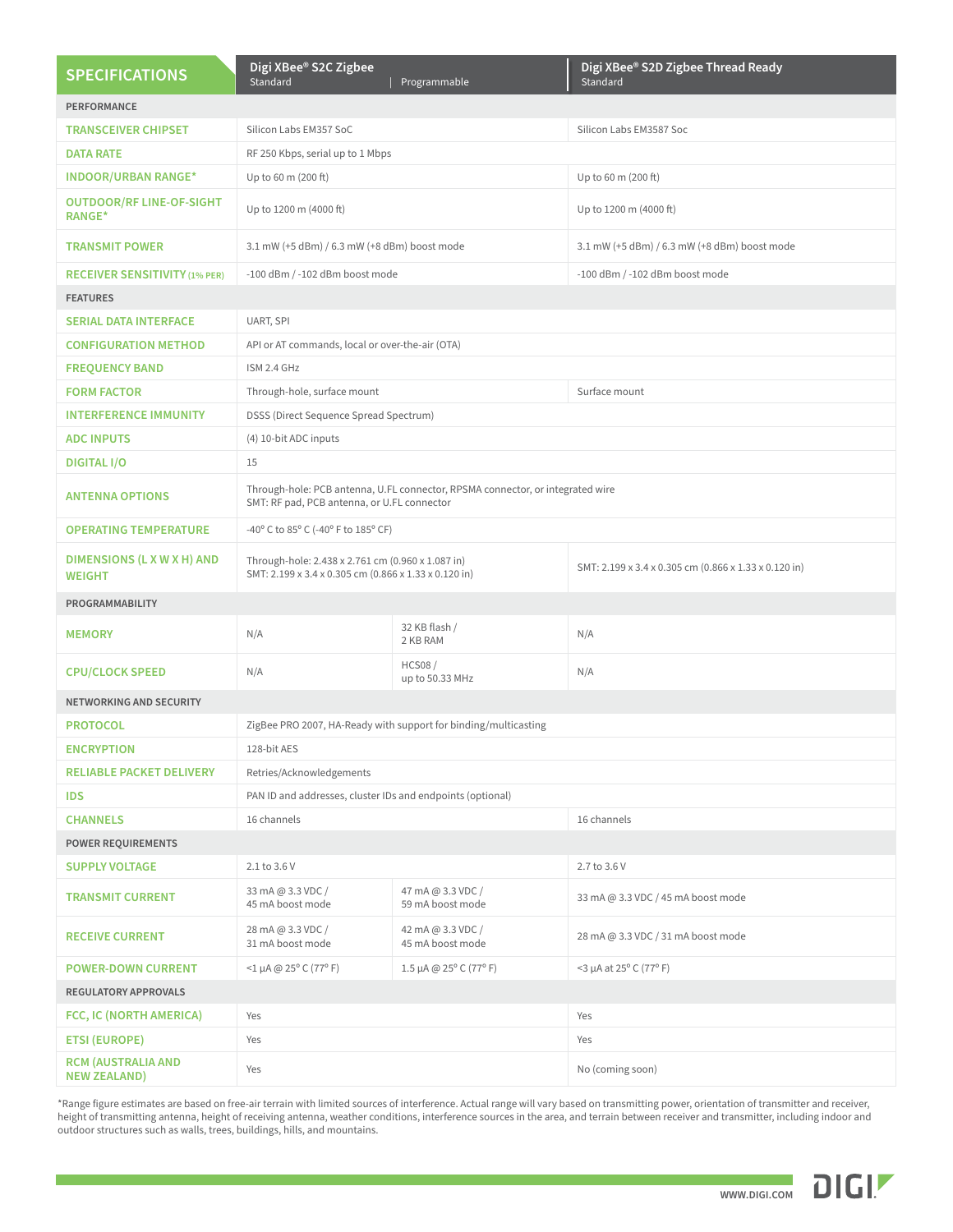| SPECIFICATIONS | Digi XBee® S2C Zigbee Standard | Digi XBee® S2C Zigbee Programmable | Digi XBee® S2D Zigbee Thread Ready Standard |
|---|---|---|---|
| **PERFORMANCE** | | | |
| TRANSCEIVER CHIPSET | Silicon Labs EM357 SoC | | Silicon Labs EM3587 Soc |
| DATA RATE | RF 250 Kbps, serial up to 1 Mbps | | |
| INDOOR/URBAN RANGE* | Up to 60 m (200 ft) | | Up to 60 m (200 ft) |
| OUTDOOR/RF LINE-OF-SIGHT RANGE* | Up to 1200 m (4000 ft) | | Up to 1200 m (4000 ft) |
| TRANSMIT POWER | 3.1 mW (+5 dBm) / 6.3 mW (+8 dBm) boost mode | | 3.1 mW (+5 dBm) / 6.3 mW (+8 dBm) boost mode |
| RECEIVER SENSITIVITY (1% PER) | -100 dBm / -102 dBm boost mode | | -100 dBm / -102 dBm boost mode |
| **FEATURES** | | | |
| SERIAL DATA INTERFACE | UART, SPI | | |
| CONFIGURATION METHOD | API or AT commands, local or over-the-air (OTA) | | |
| FREQUENCY BAND | ISM 2.4 GHz | | |
| FORM FACTOR | Through-hole, surface mount | | Surface mount |
| INTERFERENCE IMMUNITY | DSSS (Direct Sequence Spread Spectrum) | | |
| ADC INPUTS | (4) 10-bit ADC inputs | | |
| DIGITAL I/O | 15 | | |
| ANTENNA OPTIONS | Through-hole: PCB antenna, U.FL connector, RPSMA connector, or integrated wire<br>SMT: RF pad, PCB antenna, or U.FL connector | | |
| OPERATING TEMPERATURE | -40° C to 85° C (-40° F to 185° CF) | | |
| DIMENSIONS (L X W X H) AND WEIGHT | Through-hole: 2.438 x 2.761 cm (0.960 x 1.087 in)<br>SMT: 2.199 x 3.4 x 0.305 cm (0.866 x 1.33 x 0.120 in) | | SMT: 2.199 x 3.4 x 0.305 cm (0.866 x 1.33 x 0.120 in) |
| **PROGRAMMABILITY** | | | |
| MEMORY | N/A | 32 KB flash / 2 KB RAM | N/A |
| CPU/CLOCK SPEED | N/A | HCS08 / up to 50.33 MHz | N/A |
| **NETWORKING AND SECURITY** | | | |
| PROTOCOL | ZigBee PRO 2007, HA-Ready with support for binding/multicasting | | |
| ENCRYPTION | 128-bit AES | | |
| RELIABLE PACKET DELIVERY | Retries/Acknowledgements | | |
| IDS | PAN ID and addresses, cluster IDs and endpoints (optional) | | |
| CHANNELS | 16 channels | | 16 channels |
| **POWER REQUIREMENTS** | | | |
| SUPPLY VOLTAGE | 2.1 to 3.6 V | | 2.7 to 3.6 V |
| TRANSMIT CURRENT | 33 mA @ 3.3 VDC / 45 mA boost mode | 47 mA @ 3.3 VDC / 59 mA boost mode | 33 mA @ 3.3 VDC / 45 mA boost mode |
| RECEIVE CURRENT | 28 mA @ 3.3 VDC / 31 mA boost mode | 42 mA @ 3.3 VDC / 45 mA boost mode | 28 mA @ 3.3 VDC / 31 mA boost mode |
| POWER-DOWN CURRENT | <1 μA @ 25° C (77° F) | 1.5 μA @ 25° C (77° F) | <3 μA at 25° C (77° F) |
| **REGULATORY APPROVALS** | | | |
| FCC, IC (NORTH AMERICA) | Yes | | Yes |
| ETSI (EUROPE) | Yes | | Yes |
| RCM (AUSTRALIA AND NEW ZEALAND) | Yes | | No (coming soon) |

*Range figure estimates are based on free-air terrain with limited sources of interference. Actual range will vary based on transmitting power, orientation of transmitter and receiver, height of transmitting antenna, height of receiving antenna, weather conditions, interference sources in the area, and terrain between receiver and transmitter, including indoor and outdoor structures such as walls, trees, buildings, hills, and mountains.

WWW.DIGI.COM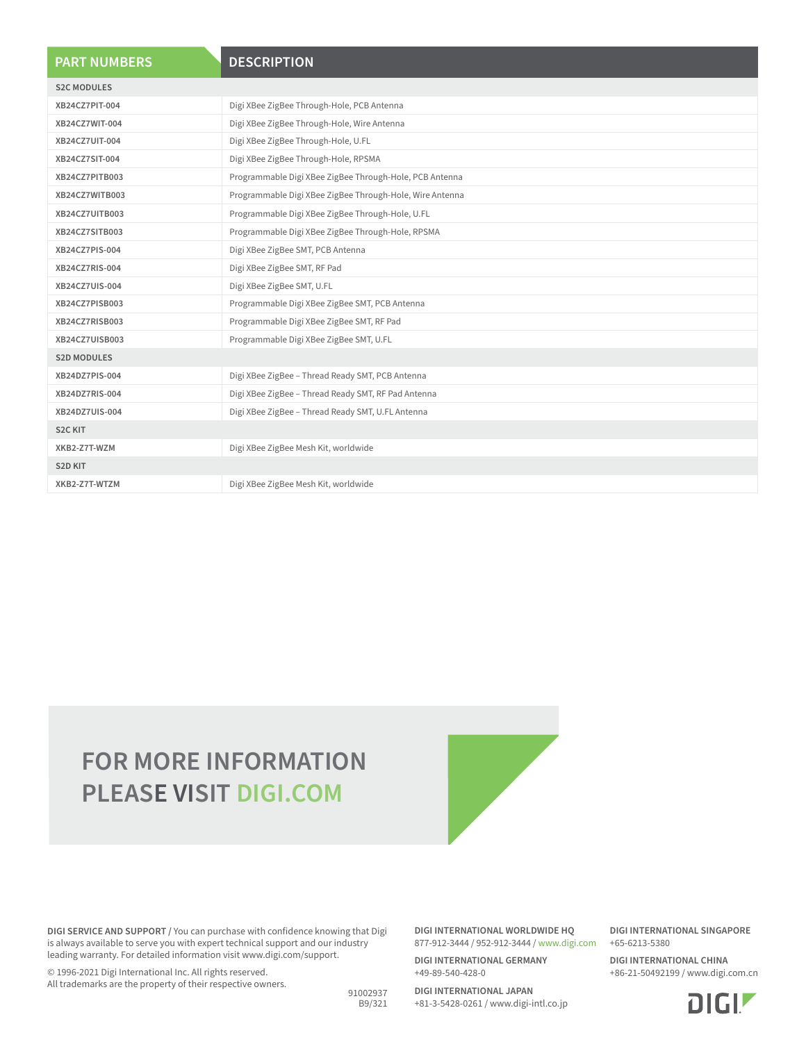| PART NUMBERS | DESCRIPTION |
| --- | --- |
| **S2C MODULES** | |
| XB24CZ7PIT-004 | Digi XBee ZigBee Through-Hole, PCB Antenna |
| XB24CZ7WIT-004 | Digi XBee ZigBee Through-Hole, Wire Antenna |
| XB24CZ7UIT-004 | Digi XBee ZigBee Through-Hole, U.FL |
| XB24CZ7SIT-004 | Digi XBee ZigBee Through-Hole, RPSMA |
| XB24CZ7PITB003 | Programmable Digi XBee ZigBee Through-Hole, PCB Antenna |
| XB24CZ7WITB003 | Programmable Digi XBee ZigBee Through-Hole, Wire Antenna |
| XB24CZ7UITB003 | Programmable Digi XBee ZigBee Through-Hole, U.FL |
| XB24CZ7SITB003 | Programmable Digi XBee ZigBee Through-Hole, RPSMA |
| XB24CZ7PIS-004 | Digi XBee ZigBee SMT, PCB Antenna |
| XB24CZ7RIS-004 | Digi XBee ZigBee SMT, RF Pad |
| XB24CZ7UIS-004 | Digi XBee ZigBee SMT, U.FL |
| XB24CZ7PISB003 | Programmable Digi XBee ZigBee SMT, PCB Antenna |
| XB24CZ7RISB003 | Programmable Digi XBee ZigBee SMT, RF Pad |
| XB24CZ7UISB003 | Programmable Digi XBee ZigBee SMT, U.FL |
| **S2D MODULES** | |
| XB24DZ7PIS-004 | Digi XBee ZigBee – Thread Ready SMT, PCB Antenna |
| XB24DZ7RIS-004 | Digi XBee ZigBee – Thread Ready SMT, RF Pad Antenna |
| XB24DZ7UIS-004 | Digi XBee ZigBee – Thread Ready SMT, U.FL Antenna |
| **S2C KIT** | |
| XKB2-Z7T-WZM | Digi XBee ZigBee Mesh Kit, worldwide |
| **S2D KIT** | |
| XKB2-Z7T-WTZM | Digi XBee ZigBee Mesh Kit, worldwide |

## FOR MORE INFORMATION PLEASE VISIT DIGI.COM

**DIGI SERVICE AND SUPPORT** / You can purchase with confidence knowing that Digi is always available to serve you with expert technical support and our industry leading warranty. For detailed information visit www.digi.com/support.

© 1996-2021 Digi International Inc. All rights reserved.
All trademarks are the property of their respective owners.

91002937
B9/321

**DIGI INTERNATIONAL WORLDWIDE HQ**
877-912-3444 / 952-912-3444 / www.digi.com

**DIGI INTERNATIONAL GERMANY**
+49-89-540-428-0

**DIGI INTERNATIONAL JAPAN**
+81-3-5428-0261 / www.digi-intl.co.jp

**DIGI INTERNATIONAL SINGAPORE**
+65-6213-5380

**DIGI INTERNATIONAL CHINA**
+86-21-50492199 / www.digi.com.cn

DIGI